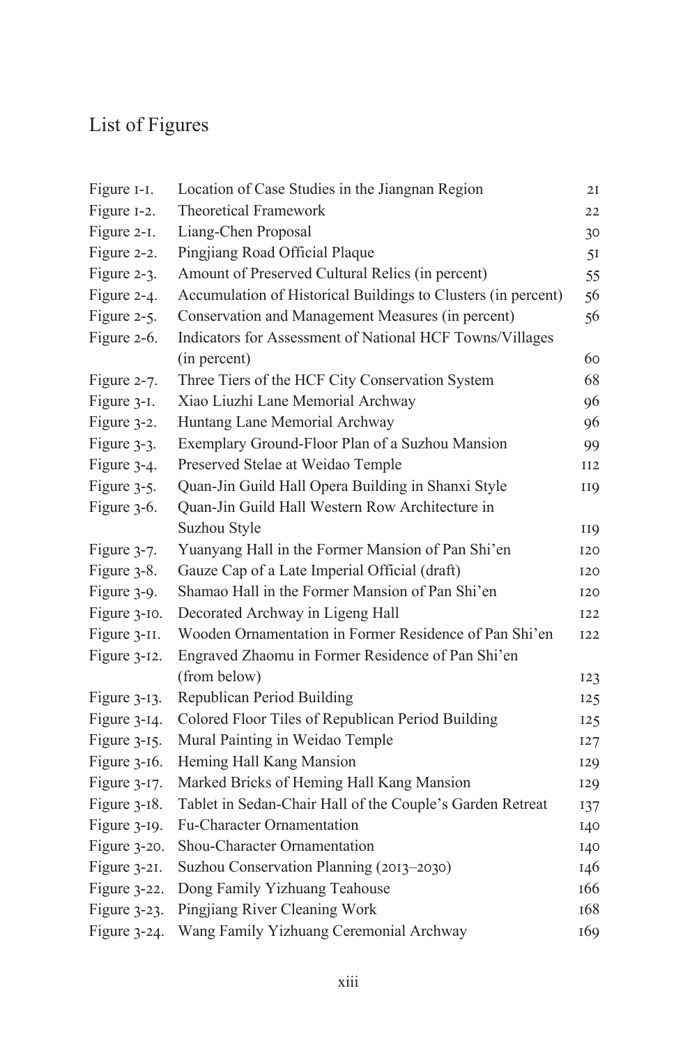# List of Figures

| | | |
|---|---|---|
| Figure 1-1. | Location of Case Studies in the Jiangnan Region | 21 |
| Figure 1-2. | Theoretical Framework | 22 |
| Figure 2-1. | Liang-Chen Proposal | 30 |
| Figure 2-2. | Pingjiang Road Official Plaque | 51 |
| Figure 2-3. | Amount of Preserved Cultural Relics (in percent) | 55 |
| Figure 2-4. | Accumulation of Historical Buildings to Clusters (in percent) | 56 |
| Figure 2-5. | Conservation and Management Measures (in percent) | 56 |
| Figure 2-6. | Indicators for Assessment of National HCF Towns/Villages (in percent) | 60 |
| Figure 2-7. | Three Tiers of the HCF City Conservation System | 68 |
| Figure 3-1. | Xiao Liuzhi Lane Memorial Archway | 96 |
| Figure 3-2. | Huntang Lane Memorial Archway | 96 |
| Figure 3-3. | Exemplary Ground-Floor Plan of a Suzhou Mansion | 99 |
| Figure 3-4. | Preserved Stelae at Weidao Temple | 112 |
| Figure 3-5. | Quan-Jin Guild Hall Opera Building in Shanxi Style | 119 |
| Figure 3-6. | Quan-Jin Guild Hall Western Row Architecture in Suzhou Style | 119 |
| Figure 3-7. | Yuanyang Hall in the Former Mansion of Pan Shi'en | 120 |
| Figure 3-8. | Gauze Cap of a Late Imperial Official (draft) | 120 |
| Figure 3-9. | Shamao Hall in the Former Mansion of Pan Shi'en | 120 |
| Figure 3-10. | Decorated Archway in Ligeng Hall | 122 |
| Figure 3-11. | Wooden Ornamentation in Former Residence of Pan Shi'en | 122 |
| Figure 3-12. | Engraved Zhaomu in Former Residence of Pan Shi'en (from below) | 123 |
| Figure 3-13. | Republican Period Building | 125 |
| Figure 3-14. | Colored Floor Tiles of Republican Period Building | 125 |
| Figure 3-15. | Mural Painting in Weidao Temple | 127 |
| Figure 3-16. | Heming Hall Kang Mansion | 129 |
| Figure 3-17. | Marked Bricks of Heming Hall Kang Mansion | 129 |
| Figure 3-18. | Tablet in Sedan-Chair Hall of the Couple's Garden Retreat | 137 |
| Figure 3-19. | Fu-Character Ornamentation | 140 |
| Figure 3-20. | Shou-Character Ornamentation | 140 |
| Figure 3-21. | Suzhou Conservation Planning (2013–2030) | 146 |
| Figure 3-22. | Dong Family Yizhuang Teahouse | 166 |
| Figure 3-23. | Pingjiang River Cleaning Work | 168 |
| Figure 3-24. | Wang Family Yizhuang Ceremonial Archway | 169 |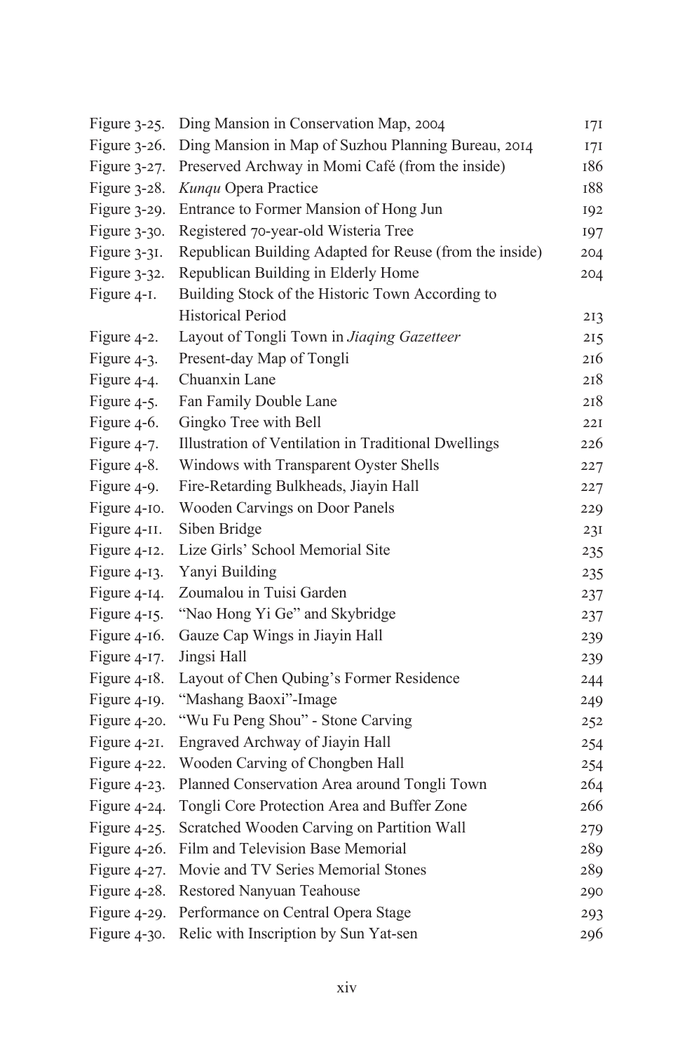| | | |
|---|---|---|
| Figure 3-25. | Ding Mansion in Conservation Map, 2004 | 171 |
| Figure 3-26. | Ding Mansion in Map of Suzhou Planning Bureau, 2014 | 171 |
| Figure 3-27. | Preserved Archway in Momi Café (from the inside) | 186 |
| Figure 3-28. | *Kunqu* Opera Practice | 188 |
| Figure 3-29. | Entrance to Former Mansion of Hong Jun | 192 |
| Figure 3-30. | Registered 70-year-old Wisteria Tree | 197 |
| Figure 3-31. | Republican Building Adapted for Reuse (from the inside) | 204 |
| Figure 3-32. | Republican Building in Elderly Home | 204 |
| Figure 4-1. | Building Stock of the Historic Town According to Historical Period | 213 |
| Figure 4-2. | Layout of Tongli Town in *Jiaqing Gazetteer* | 215 |
| Figure 4-3. | Present-day Map of Tongli | 216 |
| Figure 4-4. | Chuanxin Lane | 218 |
| Figure 4-5. | Fan Family Double Lane | 218 |
| Figure 4-6. | Gingko Tree with Bell | 221 |
| Figure 4-7. | Illustration of Ventilation in Traditional Dwellings | 226 |
| Figure 4-8. | Windows with Transparent Oyster Shells | 227 |
| Figure 4-9. | Fire-Retarding Bulkheads, Jiayin Hall | 227 |
| Figure 4-10. | Wooden Carvings on Door Panels | 229 |
| Figure 4-11. | Siben Bridge | 231 |
| Figure 4-12. | Lize Girls' School Memorial Site | 235 |
| Figure 4-13. | Yanyi Building | 235 |
| Figure 4-14. | Zoumalou in Tuisi Garden | 237 |
| Figure 4-15. | "Nao Hong Yi Ge" and Skybridge | 237 |
| Figure 4-16. | Gauze Cap Wings in Jiayin Hall | 239 |
| Figure 4-17. | Jingsi Hall | 239 |
| Figure 4-18. | Layout of Chen Qubing's Former Residence | 244 |
| Figure 4-19. | "Mashang Baoxi"-Image | 249 |
| Figure 4-20. | "Wu Fu Peng Shou" - Stone Carving | 252 |
| Figure 4-21. | Engraved Archway of Jiayin Hall | 254 |
| Figure 4-22. | Wooden Carving of Chongben Hall | 254 |
| Figure 4-23. | Planned Conservation Area around Tongli Town | 264 |
| Figure 4-24. | Tongli Core Protection Area and Buffer Zone | 266 |
| Figure 4-25. | Scratched Wooden Carving on Partition Wall | 279 |
| Figure 4-26. | Film and Television Base Memorial | 289 |
| Figure 4-27. | Movie and TV Series Memorial Stones | 289 |
| Figure 4-28. | Restored Nanyuan Teahouse | 290 |
| Figure 4-29. | Performance on Central Opera Stage | 293 |
| Figure 4-30. | Relic with Inscription by Sun Yat-sen | 296 |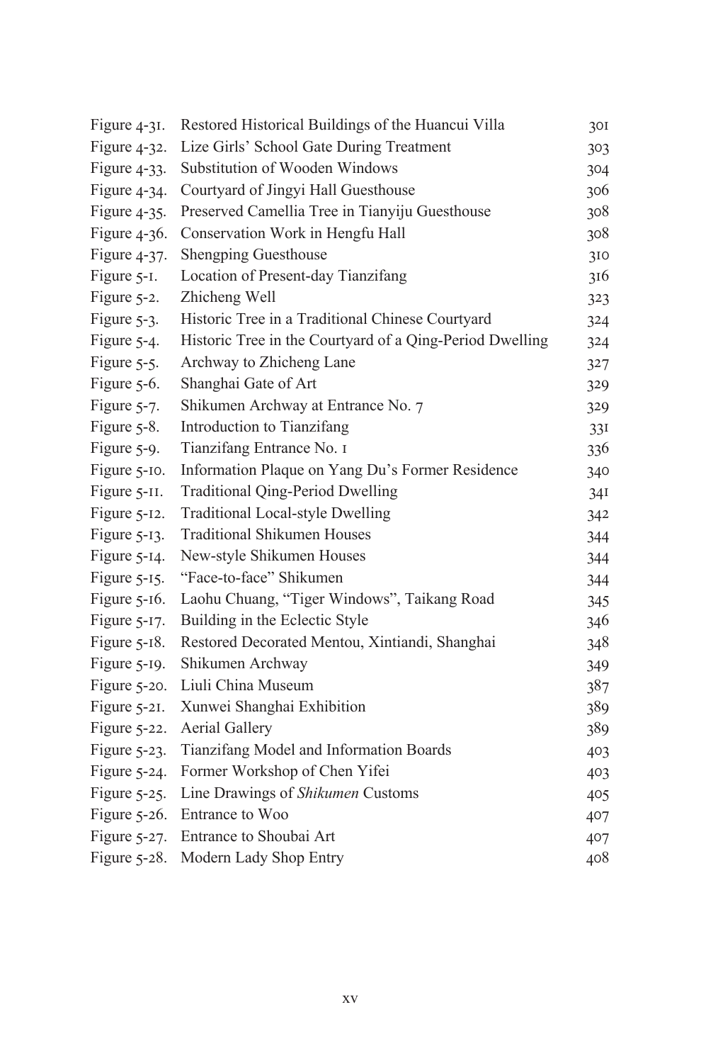| | | |
|---|---|---|
| Figure 4-31. | Restored Historical Buildings of the Huancui Villa | 301 |
| Figure 4-32. | Lize Girls' School Gate During Treatment | 303 |
| Figure 4-33. | Substitution of Wooden Windows | 304 |
| Figure 4-34. | Courtyard of Jingyi Hall Guesthouse | 306 |
| Figure 4-35. | Preserved Camellia Tree in Tianyiju Guesthouse | 308 |
| Figure 4-36. | Conservation Work in Hengfu Hall | 308 |
| Figure 4-37. | Shengping Guesthouse | 310 |
| Figure 5-1. | Location of Present-day Tianzifang | 316 |
| Figure 5-2. | Zhicheng Well | 323 |
| Figure 5-3. | Historic Tree in a Traditional Chinese Courtyard | 324 |
| Figure 5-4. | Historic Tree in the Courtyard of a Qing-Period Dwelling | 324 |
| Figure 5-5. | Archway to Zhicheng Lane | 327 |
| Figure 5-6. | Shanghai Gate of Art | 329 |
| Figure 5-7. | Shikumen Archway at Entrance No. 7 | 329 |
| Figure 5-8. | Introduction to Tianzifang | 331 |
| Figure 5-9. | Tianzifang Entrance No. 1 | 336 |
| Figure 5-10. | Information Plaque on Yang Du's Former Residence | 340 |
| Figure 5-11. | Traditional Qing-Period Dwelling | 341 |
| Figure 5-12. | Traditional Local-style Dwelling | 342 |
| Figure 5-13. | Traditional Shikumen Houses | 344 |
| Figure 5-14. | New-style Shikumen Houses | 344 |
| Figure 5-15. | "Face-to-face" Shikumen | 344 |
| Figure 5-16. | Laohu Chuang, "Tiger Windows", Taikang Road | 345 |
| Figure 5-17. | Building in the Eclectic Style | 346 |
| Figure 5-18. | Restored Decorated Mentou, Xintiandi, Shanghai | 348 |
| Figure 5-19. | Shikumen Archway | 349 |
| Figure 5-20. | Liuli China Museum | 387 |
| Figure 5-21. | Xunwei Shanghai Exhibition | 389 |
| Figure 5-22. | Aerial Gallery | 389 |
| Figure 5-23. | Tianzifang Model and Information Boards | 403 |
| Figure 5-24. | Former Workshop of Chen Yifei | 403 |
| Figure 5-25. | Line Drawings of *Shikumen* Customs | 405 |
| Figure 5-26. | Entrance to Woo | 407 |
| Figure 5-27. | Entrance to Shoubai Art | 407 |
| Figure 5-28. | Modern Lady Shop Entry | 408 |